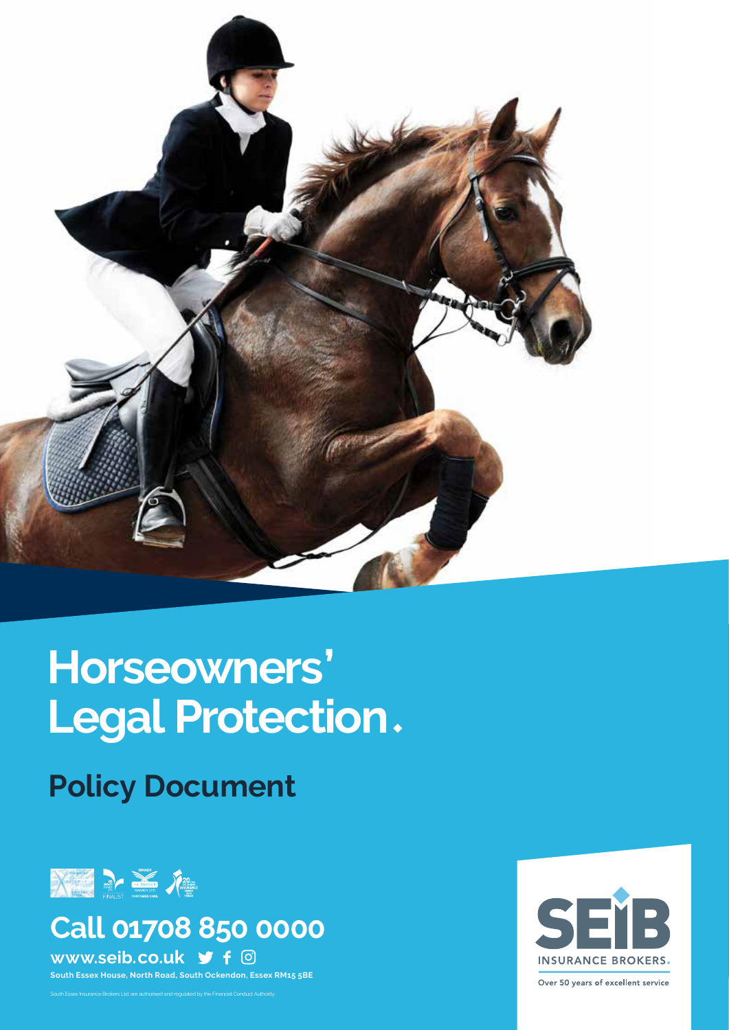# Horseowners' Legal Protection.

## Policy Document

## Call 01708 850 0000

**www.seib.co.uk**

**South Essex House, North Road, South Ockendon, Essex RM15 5BE**

South Essex Insurance Brokers Ltd. are authorised and regulated by the Financial Conduct Authority.

SEIB INSURANCE BROKERS.

Over 50 years of excellent service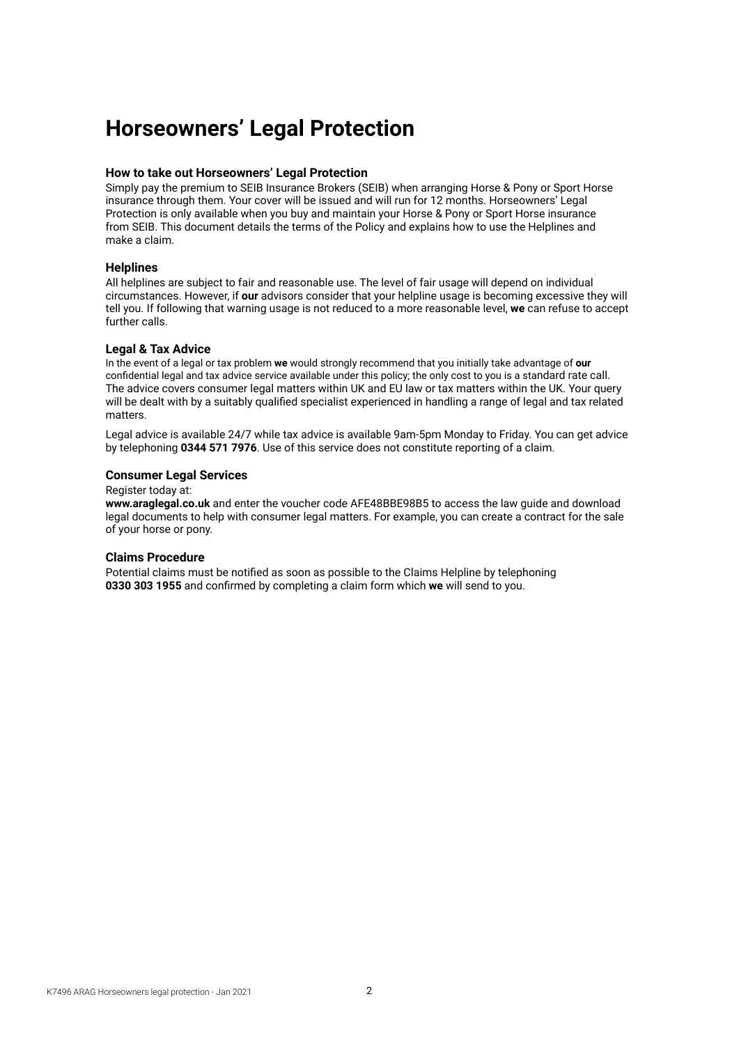# Horseowners' Legal Protection

### How to take out Horseowners' Legal Protection

Simply pay the premium to SEIB Insurance Brokers (SEIB) when arranging Horse & Pony or Sport Horse insurance through them. Your cover will be issued and will run for 12 months. Horseowners' Legal Protection is only available when you buy and maintain your Horse & Pony or Sport Horse insurance from SEIB. This document details the terms of the Policy and explains how to use the Helplines and make a claim.

### Helplines

All helplines are subject to fair and reasonable use. The level of fair usage will depend on individual circumstances. However, if **our** advisors consider that your helpline usage is becoming excessive they will tell you. If following that warning usage is not reduced to a more reasonable level, **we** can refuse to accept further calls.

### Legal & Tax Advice

In the event of a legal or tax problem **we** would strongly recommend that you initially take advantage of **our** confidential legal and tax advice service available under this policy; the only cost to you is a standard rate call. The advice covers consumer legal matters within UK and EU law or tax matters within the UK. Your query will be dealt with by a suitably qualified specialist experienced in handling a range of legal and tax related matters.

Legal advice is available 24/7 while tax advice is available 9am-5pm Monday to Friday. You can get advice by telephoning **0344 571 7976**. Use of this service does not constitute reporting of a claim.

### Consumer Legal Services

Register today at:
**www.araglegal.co.uk** and enter the voucher code AFE48BBE98B5 to access the law guide and download legal documents to help with consumer legal matters. For example, you can create a contract for the sale of your horse or pony.

### Claims Procedure

Potential claims must be notified as soon as possible to the Claims Helpline by telephoning **0330 303 1955** and confirmed by completing a claim form which **we** will send to you.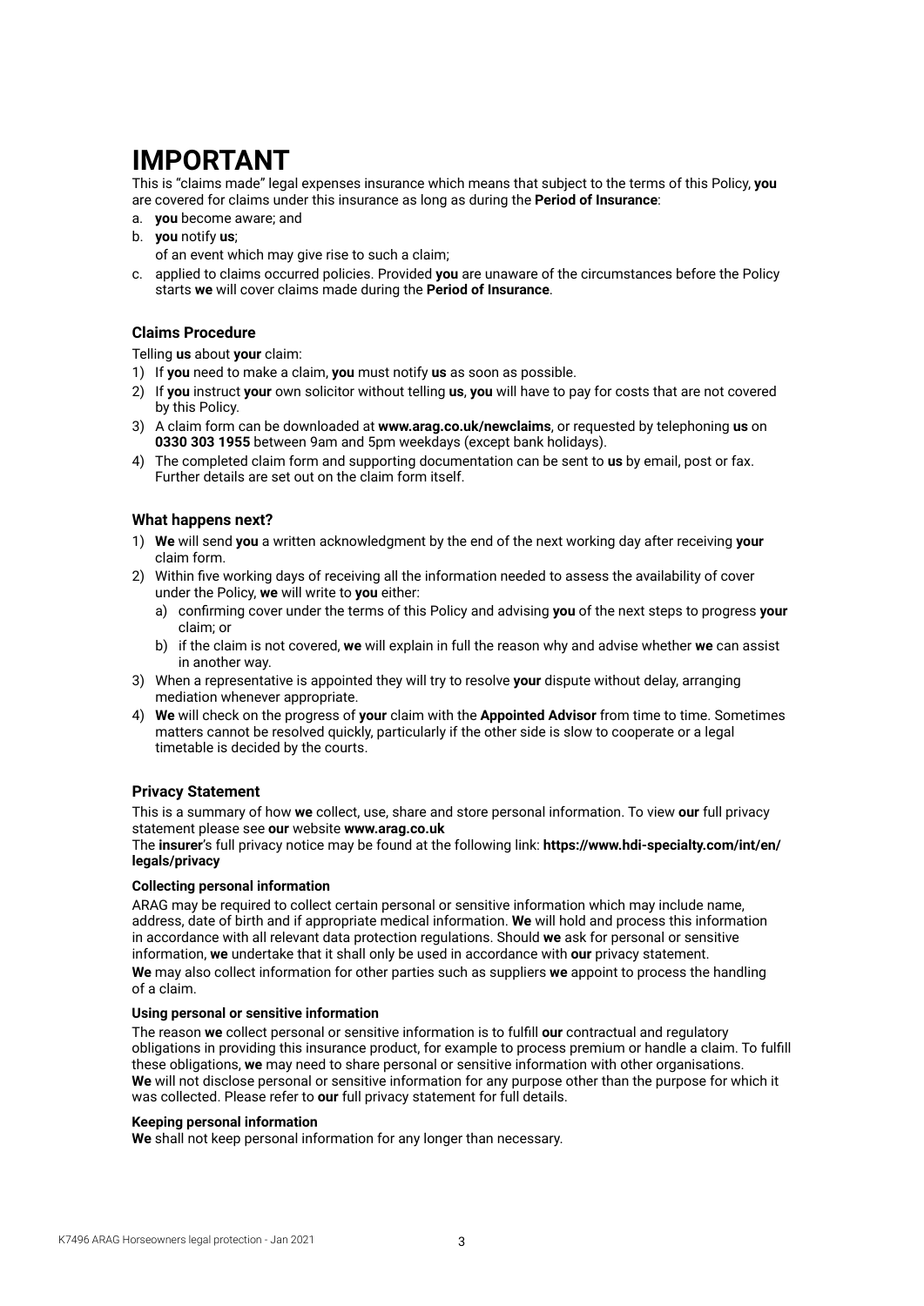# IMPORTANT

This is "claims made" legal expenses insurance which means that subject to the terms of this Policy, **you** are covered for claims under this insurance as long as during the **Period of Insurance**:

a. **you** become aware; and
b. **you** notify **us**;

of an event which may give rise to such a claim;

c. applied to claims occurred policies. Provided **you** are unaware of the circumstances before the Policy starts **we** will cover claims made during the **Period of Insurance**.

### Claims Procedure

Telling **us** about **your** claim:

1) If **you** need to make a claim, **you** must notify **us** as soon as possible.
2) If **you** instruct **your** own solicitor without telling **us**, **you** will have to pay for costs that are not covered by this Policy.
3) A claim form can be downloaded at **www.arag.co.uk/newclaims**, or requested by telephoning **us** on **0330 303 1955** between 9am and 5pm weekdays (except bank holidays).
4) The completed claim form and supporting documentation can be sent to **us** by email, post or fax. Further details are set out on the claim form itself.

### What happens next?

1) **We** will send **you** a written acknowledgment by the end of the next working day after receiving **your** claim form.
2) Within five working days of receiving all the information needed to assess the availability of cover under the Policy, **we** will write to **you** either:
   a) confirming cover under the terms of this Policy and advising **you** of the next steps to progress **your** claim; or
   b) if the claim is not covered, **we** will explain in full the reason why and advise whether **we** can assist in another way.
3) When a representative is appointed they will try to resolve **your** dispute without delay, arranging mediation whenever appropriate.
4) **We** will check on the progress of **your** claim with the **Appointed Advisor** from time to time. Sometimes matters cannot be resolved quickly, particularly if the other side is slow to cooperate or a legal timetable is decided by the courts.

### Privacy Statement

This is a summary of how **we** collect, use, share and store personal information. To view **our** full privacy statement please see **our** website **www.arag.co.uk**

The **insurer**'s full privacy notice may be found at the following link: **https://www.hdi-specialty.com/int/en/legals/privacy**

#### Collecting personal information

ARAG may be required to collect certain personal or sensitive information which may include name, address, date of birth and if appropriate medical information. **We** will hold and process this information in accordance with all relevant data protection regulations. Should **we** ask for personal or sensitive information, **we** undertake that it shall only be used in accordance with **our** privacy statement.

**We** may also collect information for other parties such as suppliers **we** appoint to process the handling of a claim.

#### Using personal or sensitive information

The reason **we** collect personal or sensitive information is to fulfill **our** contractual and regulatory obligations in providing this insurance product, for example to process premium or handle a claim. To fulfill these obligations, **we** may need to share personal or sensitive information with other organisations. **We** will not disclose personal or sensitive information for any purpose other than the purpose for which it was collected. Please refer to **our** full privacy statement for full details.

#### Keeping personal information

**We** shall not keep personal information for any longer than necessary.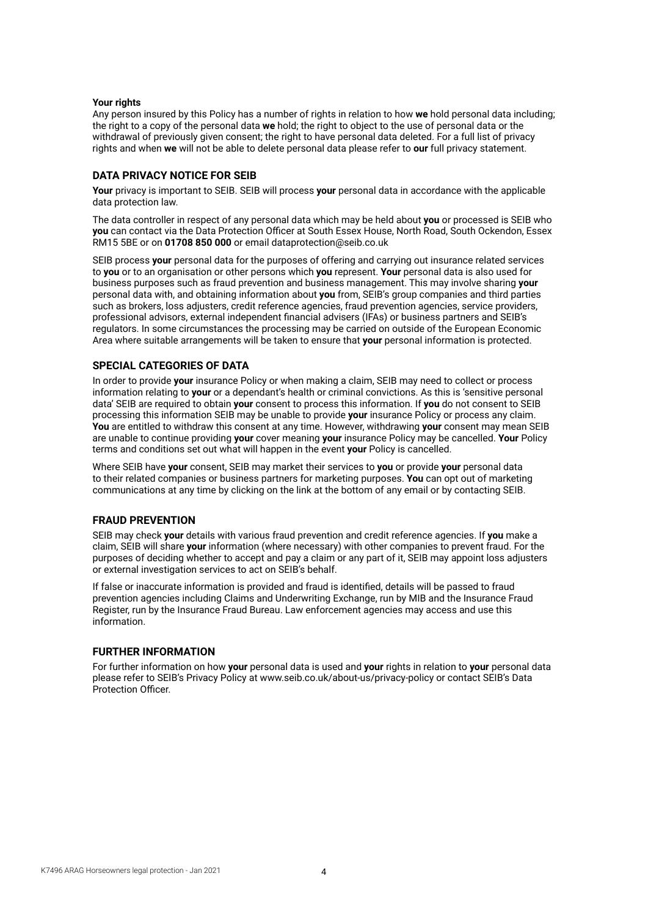**Your rights**

Any person insured by this Policy has a number of rights in relation to how **we** hold personal data including; the right to a copy of the personal data **we** hold; the right to object to the use of personal data or the withdrawal of previously given consent; the right to have personal data deleted. For a full list of privacy rights and when **we** will not be able to delete personal data please refer to **our** full privacy statement.

## DATA PRIVACY NOTICE FOR SEIB

**Your** privacy is important to SEIB. SEIB will process **your** personal data in accordance with the applicable data protection law.

The data controller in respect of any personal data which may be held about **you** or processed is SEIB who **you** can contact via the Data Protection Officer at South Essex House, North Road, South Ockendon, Essex RM15 5BE or on **01708 850 000** or email dataprotection@seib.co.uk

SEIB process **your** personal data for the purposes of offering and carrying out insurance related services to **you** or to an organisation or other persons which **you** represent. **Your** personal data is also used for business purposes such as fraud prevention and business management. This may involve sharing **your** personal data with, and obtaining information about **you** from, SEIB's group companies and third parties such as brokers, loss adjusters, credit reference agencies, fraud prevention agencies, service providers, professional advisors, external independent financial advisers (IFAs) or business partners and SEIB's regulators. In some circumstances the processing may be carried on outside of the European Economic Area where suitable arrangements will be taken to ensure that **your** personal information is protected.

## SPECIAL CATEGORIES OF DATA

In order to provide **your** insurance Policy or when making a claim, SEIB may need to collect or process information relating to **your** or a dependant's health or criminal convictions. As this is 'sensitive personal data' SEIB are required to obtain **your** consent to process this information. If **you** do not consent to SEIB processing this information SEIB may be unable to provide **your** insurance Policy or process any claim. **You** are entitled to withdraw this consent at any time. However, withdrawing **your** consent may mean SEIB are unable to continue providing **your** cover meaning **your** insurance Policy may be cancelled. **Your** Policy terms and conditions set out what will happen in the event **your** Policy is cancelled.

Where SEIB have **your** consent, SEIB may market their services to **you** or provide **your** personal data to their related companies or business partners for marketing purposes. **You** can opt out of marketing communications at any time by clicking on the link at the bottom of any email or by contacting SEIB.

## FRAUD PREVENTION

SEIB may check **your** details with various fraud prevention and credit reference agencies. If **you** make a claim, SEIB will share **your** information (where necessary) with other companies to prevent fraud. For the purposes of deciding whether to accept and pay a claim or any part of it, SEIB may appoint loss adjusters or external investigation services to act on SEIB's behalf.

If false or inaccurate information is provided and fraud is identified, details will be passed to fraud prevention agencies including Claims and Underwriting Exchange, run by MIB and the Insurance Fraud Register, run by the Insurance Fraud Bureau. Law enforcement agencies may access and use this information.

## FURTHER INFORMATION

For further information on how **your** personal data is used and **your** rights in relation to **your** personal data please refer to SEIB's Privacy Policy at www.seib.co.uk/about-us/privacy-policy or contact SEIB's Data Protection Officer.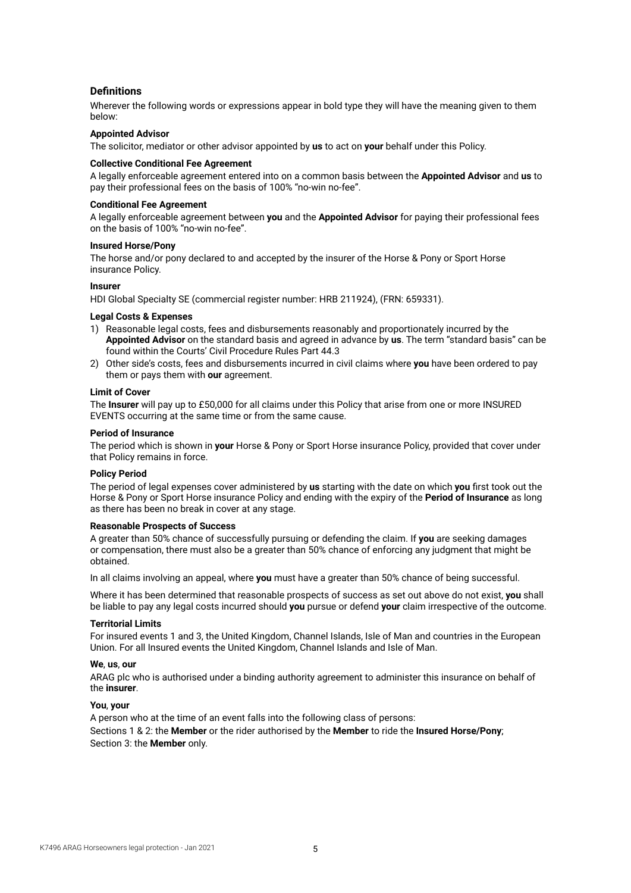## Definitions

Wherever the following words or expressions appear in bold type they will have the meaning given to them below:

**Appointed Advisor**

The solicitor, mediator or other advisor appointed by **us** to act on **your** behalf under this Policy.

**Collective Conditional Fee Agreement**

A legally enforceable agreement entered into on a common basis between the **Appointed Advisor** and **us** to pay their professional fees on the basis of 100% "no-win no-fee".

**Conditional Fee Agreement**

A legally enforceable agreement between **you** and the **Appointed Advisor** for paying their professional fees on the basis of 100% "no-win no-fee".

**Insured Horse/Pony**

The horse and/or pony declared to and accepted by the insurer of the Horse & Pony or Sport Horse insurance Policy.

**Insurer**

HDI Global Specialty SE (commercial register number: HRB 211924), (FRN: 659331).

**Legal Costs & Expenses**

1) Reasonable legal costs, fees and disbursements reasonably and proportionately incurred by the **Appointed Advisor** on the standard basis and agreed in advance by **us**. The term "standard basis" can be found within the Courts' Civil Procedure Rules Part 44.3
2) Other side's costs, fees and disbursements incurred in civil claims where **you** have been ordered to pay them or pays them with **our** agreement.

**Limit of Cover**

The **Insurer** will pay up to £50,000 for all claims under this Policy that arise from one or more INSURED EVENTS occurring at the same time or from the same cause.

**Period of Insurance**

The period which is shown in **your** Horse & Pony or Sport Horse insurance Policy, provided that cover under that Policy remains in force.

**Policy Period**

The period of legal expenses cover administered by **us** starting with the date on which **you** first took out the Horse & Pony or Sport Horse insurance Policy and ending with the expiry of the **Period of Insurance** as long as there has been no break in cover at any stage.

**Reasonable Prospects of Success**

A greater than 50% chance of successfully pursuing or defending the claim. If **you** are seeking damages or compensation, there must also be a greater than 50% chance of enforcing any judgment that might be obtained.

In all claims involving an appeal, where **you** must have a greater than 50% chance of being successful.

Where it has been determined that reasonable prospects of success as set out above do not exist, **you** shall be liable to pay any legal costs incurred should **you** pursue or defend **your** claim irrespective of the outcome.

**Territorial Limits**

For insured events 1 and 3, the United Kingdom, Channel Islands, Isle of Man and countries in the European Union. For all Insured events the United Kingdom, Channel Islands and Isle of Man.

**We**, **us**, **our**

ARAG plc who is authorised under a binding authority agreement to administer this insurance on behalf of the **insurer**.

**You**, **your**

A person who at the time of an event falls into the following class of persons:

Sections 1 & 2: the **Member** or the rider authorised by the **Member** to ride the **Insured Horse/Pony**;
Section 3: the **Member** only.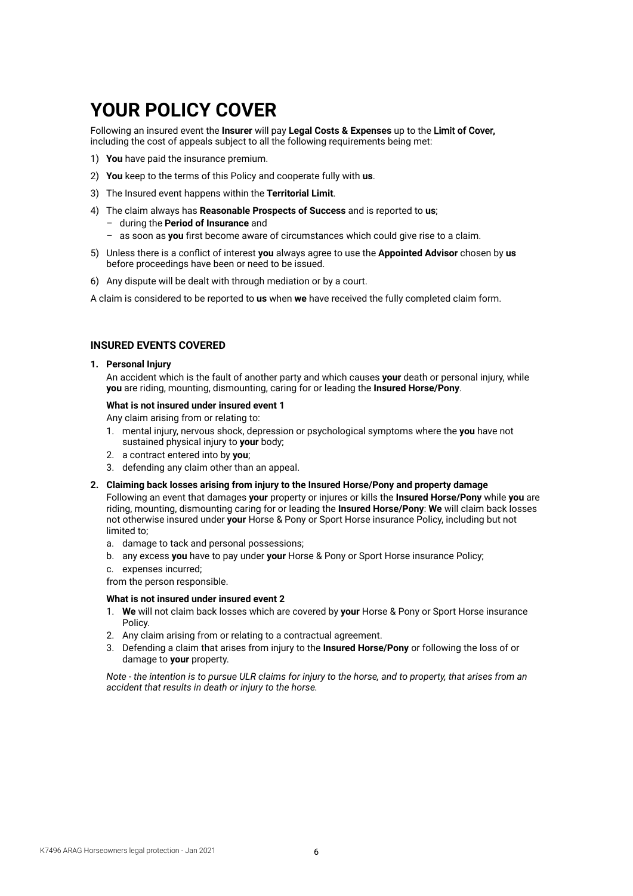# YOUR POLICY COVER

Following an insured event the **Insurer** will pay **Legal Costs & Expenses** up to the **Limit of Cover,** including the cost of appeals subject to all the following requirements being met:

1) **You** have paid the insurance premium.
2) **You** keep to the terms of this Policy and cooperate fully with **us**.
3) The Insured event happens within the **Territorial Limit**.
4) The claim always has **Reasonable Prospects of Success** and is reported to **us**;
   – during the **Period of Insurance** and
   – as soon as **you** first become aware of circumstances which could give rise to a claim.
5) Unless there is a conflict of interest **you** always agree to use the **Appointed Advisor** chosen by **us** before proceedings have been or need to be issued.
6) Any dispute will be dealt with through mediation or by a court.

A claim is considered to be reported to **us** when **we** have received the fully completed claim form.

### INSURED EVENTS COVERED

**1. Personal Injury**

An accident which is the fault of another party and which causes **your** death or personal injury, while **you** are riding, mounting, dismounting, caring for or leading the **Insured Horse/Pony**.

**What is not insured under insured event 1**

Any claim arising from or relating to:

1. mental injury, nervous shock, depression or psychological symptoms where the **you** have not sustained physical injury to **your** body;
2. a contract entered into by **you**;
3. defending any claim other than an appeal.

**2. Claiming back losses arising from injury to the Insured Horse/Pony and property damage**

Following an event that damages **your** property or injures or kills the **Insured Horse/Pony** while **you** are riding, mounting, dismounting caring for or leading the **Insured Horse/Pony**: **We** will claim back losses not otherwise insured under **your** Horse & Pony or Sport Horse insurance Policy, including but not limited to;

a. damage to tack and personal possessions;
b. any excess **you** have to pay under **your** Horse & Pony or Sport Horse insurance Policy;
c. expenses incurred;

from the person responsible.

**What is not insured under insured event 2**

1. **We** will not claim back losses which are covered by **your** Horse & Pony or Sport Horse insurance Policy.
2. Any claim arising from or relating to a contractual agreement.
3. Defending a claim that arises from injury to the **Insured Horse/Pony** or following the loss of or damage to **your** property.

*Note - the intention is to pursue ULR claims for injury to the horse, and to property, that arises from an accident that results in death or injury to the horse.*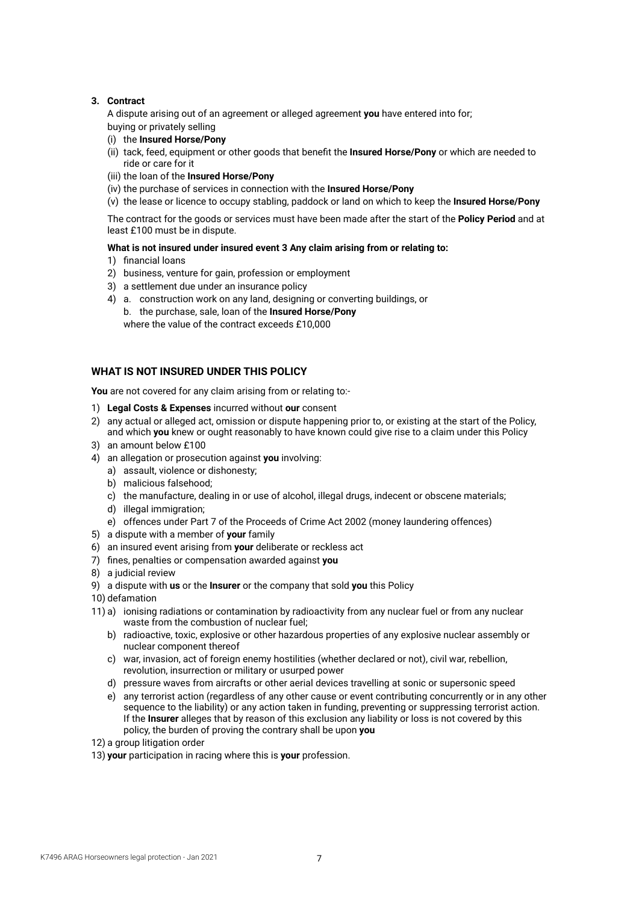**3. Contract**

A dispute arising out of an agreement or alleged agreement **you** have entered into for;
buying or privately selling

(i) the **Insured Horse/Pony**
(ii) tack, feed, equipment or other goods that benefit the **Insured Horse/Pony** or which are needed to ride or care for it
(iii) the loan of the **Insured Horse/Pony**
(iv) the purchase of services in connection with the **Insured Horse/Pony**
(v) the lease or licence to occupy stabling, paddock or land on which to keep the **Insured Horse/Pony**

The contract for the goods or services must have been made after the start of the **Policy Period** and at least £100 must be in dispute.

**What is not insured under insured event 3 Any claim arising from or relating to:**

1) financial loans
2) business, venture for gain, profession or employment
3) a settlement due under an insurance policy
4) a. construction work on any land, designing or converting buildings, or
   b. the purchase, sale, loan of the **Insured Horse/Pony**
   where the value of the contract exceeds £10,000

## WHAT IS NOT INSURED UNDER THIS POLICY

**You** are not covered for any claim arising from or relating to:-

1) **Legal Costs & Expenses** incurred without **our** consent
2) any actual or alleged act, omission or dispute happening prior to, or existing at the start of the Policy, and which **you** knew or ought reasonably to have known could give rise to a claim under this Policy
3) an amount below £100
4) an allegation or prosecution against **you** involving:
   a) assault, violence or dishonesty;
   b) malicious falsehood;
   c) the manufacture, dealing in or use of alcohol, illegal drugs, indecent or obscene materials;
   d) illegal immigration;
   e) offences under Part 7 of the Proceeds of Crime Act 2002 (money laundering offences)
5) a dispute with a member of **your** family
6) an insured event arising from **your** deliberate or reckless act
7) fines, penalties or compensation awarded against **you**
8) a judicial review
9) a dispute with **us** or the **Insurer** or the company that sold **you** this Policy
10) defamation
11) a) ionising radiations or contamination by radioactivity from any nuclear fuel or from any nuclear waste from the combustion of nuclear fuel;
    b) radioactive, toxic, explosive or other hazardous properties of any explosive nuclear assembly or nuclear component thereof
    c) war, invasion, act of foreign enemy hostilities (whether declared or not), civil war, rebellion, revolution, insurrection or military or usurped power
    d) pressure waves from aircrafts or other aerial devices travelling at sonic or supersonic speed
    e) any terrorist action (regardless of any other cause or event contributing concurrently or in any other sequence to the liability) or any action taken in funding, preventing or suppressing terrorist action. If the **Insurer** alleges that by reason of this exclusion any liability or loss is not covered by this policy, the burden of proving the contrary shall be upon **you**
12) a group litigation order
13) **your** participation in racing where this is **your** profession.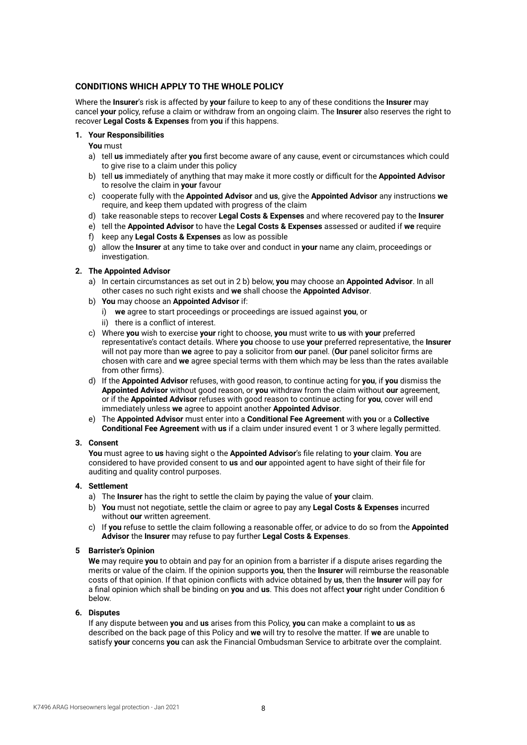## CONDITIONS WHICH APPLY TO THE WHOLE POLICY

Where the **Insurer**'s risk is affected by **your** failure to keep to any of these conditions the **Insurer** may cancel **your** policy, refuse a claim or withdraw from an ongoing claim. The **Insurer** also reserves the right to recover **Legal Costs & Expenses** from **you** if this happens.

**1. Your Responsibilities**

**You** must

a) tell **us** immediately after **you** first become aware of any cause, event or circumstances which could to give rise to a claim under this policy
b) tell **us** immediately of anything that may make it more costly or difficult for the **Appointed Advisor** to resolve the claim in **your** favour
c) cooperate fully with the **Appointed Advisor** and **us**, give the **Appointed Advisor** any instructions **we** require, and keep them updated with progress of the claim
d) take reasonable steps to recover **Legal Costs & Expenses** and where recovered pay to the **Insurer**
e) tell the **Appointed Advisor** to have the **Legal Costs & Expenses** assessed or audited if **we** require
f) keep any **Legal Costs & Expenses** as low as possible
g) allow the **Insurer** at any time to take over and conduct in **your** name any claim, proceedings or investigation.

**2. The Appointed Advisor**

a) In certain circumstances as set out in 2 b) below, **you** may choose an **Appointed Advisor**. In all other cases no such right exists and **we** shall choose the **Appointed Advisor**.
b) **You** may choose an **Appointed Advisor** if:
   i) **we** agree to start proceedings or proceedings are issued against **you**, or
   ii) there is a conflict of interest.
c) Where **you** wish to exercise **your** right to choose, **you** must write to **us** with **your** preferred representative's contact details. Where **you** choose to use **your** preferred representative, the **Insurer** will not pay more than **we** agree to pay a solicitor from **our** panel. (**Our** panel solicitor firms are chosen with care and **we** agree special terms with them which may be less than the rates available from other firms).
d) If the **Appointed Advisor** refuses, with good reason, to continue acting for **you**, if **you** dismiss the **Appointed Advisor** without good reason, or **you** withdraw from the claim without **our** agreement, or if the **Appointed Advisor** refuses with good reason to continue acting for **you**, cover will end immediately unless **we** agree to appoint another **Appointed Advisor**.
e) The **Appointed Advisor** must enter into a **Conditional Fee Agreement** with **you** or a **Collective Conditional Fee Agreement** with **us** if a claim under insured event 1 or 3 where legally permitted.

**3. Consent**

**You** must agree to **us** having sight o the **Appointed Advisor**'s file relating to **your** claim. **You** are considered to have provided consent to **us** and **our** appointed agent to have sight of their file for auditing and quality control purposes.

**4. Settlement**

a) The **Insurer** has the right to settle the claim by paying the value of **your** claim.
b) **You** must not negotiate, settle the claim or agree to pay any **Legal Costs & Expenses** incurred without **our** written agreement.
c) If **you** refuse to settle the claim following a reasonable offer, or advice to do so from the **Appointed Advisor** the **Insurer** may refuse to pay further **Legal Costs & Expenses**.

**5 Barrister's Opinion**

**We** may require **you** to obtain and pay for an opinion from a barrister if a dispute arises regarding the merits or value of the claim. If the opinion supports **you**, then the **Insurer** will reimburse the reasonable costs of that opinion. If that opinion conflicts with advice obtained by **us**, then the **Insurer** will pay for a final opinion which shall be binding on **you** and **us**. This does not affect **your** right under Condition 6 below.

**6. Disputes**

If any dispute between **you** and **us** arises from this Policy, **you** can make a complaint to **us** as described on the back page of this Policy and **we** will try to resolve the matter. If **we** are unable to satisfy **your** concerns **you** can ask the Financial Ombudsman Service to arbitrate over the complaint.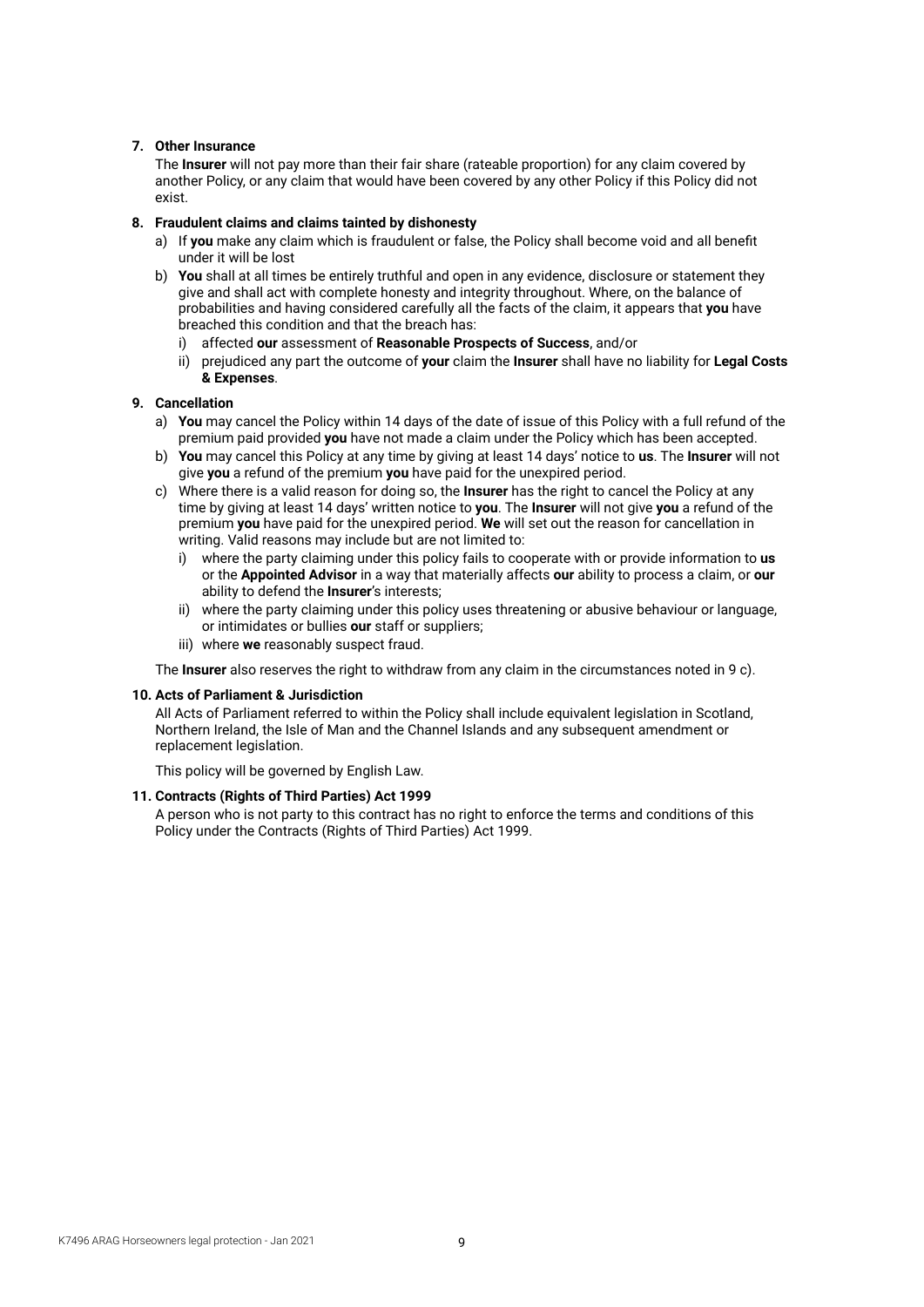**7. Other Insurance**

The **Insurer** will not pay more than their fair share (rateable proportion) for any claim covered by another Policy, or any claim that would have been covered by any other Policy if this Policy did not exist.

**8. Fraudulent claims and claims tainted by dishonesty**

a) If **you** make any claim which is fraudulent or false, the Policy shall become void and all benefit under it will be lost

b) **You** shall at all times be entirely truthful and open in any evidence, disclosure or statement they give and shall act with complete honesty and integrity throughout. Where, on the balance of probabilities and having considered carefully all the facts of the claim, it appears that **you** have breached this condition and that the breach has:

   i) affected **our** assessment of **Reasonable Prospects of Success**, and/or

   ii) prejudiced any part the outcome of **your** claim the **Insurer** shall have no liability for **Legal Costs & Expenses**.

**9. Cancellation**

a) **You** may cancel the Policy within 14 days of the date of issue of this Policy with a full refund of the premium paid provided **you** have not made a claim under the Policy which has been accepted.

b) **You** may cancel this Policy at any time by giving at least 14 days' notice to **us**. The **Insurer** will not give **you** a refund of the premium **you** have paid for the unexpired period.

c) Where there is a valid reason for doing so, the **Insurer** has the right to cancel the Policy at any time by giving at least 14 days' written notice to **you**. The **Insurer** will not give **you** a refund of the premium **you** have paid for the unexpired period. **We** will set out the reason for cancellation in writing. Valid reasons may include but are not limited to:

   i) where the party claiming under this policy fails to cooperate with or provide information to **us** or the **Appointed Advisor** in a way that materially affects **our** ability to process a claim, or **our** ability to defend the **Insurer**'s interests;

   ii) where the party claiming under this policy uses threatening or abusive behaviour or language, or intimidates or bullies **our** staff or suppliers;

   iii) where **we** reasonably suspect fraud.

The **Insurer** also reserves the right to withdraw from any claim in the circumstances noted in 9 c).

**10. Acts of Parliament & Jurisdiction**

All Acts of Parliament referred to within the Policy shall include equivalent legislation in Scotland, Northern Ireland, the Isle of Man and the Channel Islands and any subsequent amendment or replacement legislation.

This policy will be governed by English Law.

**11. Contracts (Rights of Third Parties) Act 1999**

A person who is not party to this contract has no right to enforce the terms and conditions of this Policy under the Contracts (Rights of Third Parties) Act 1999.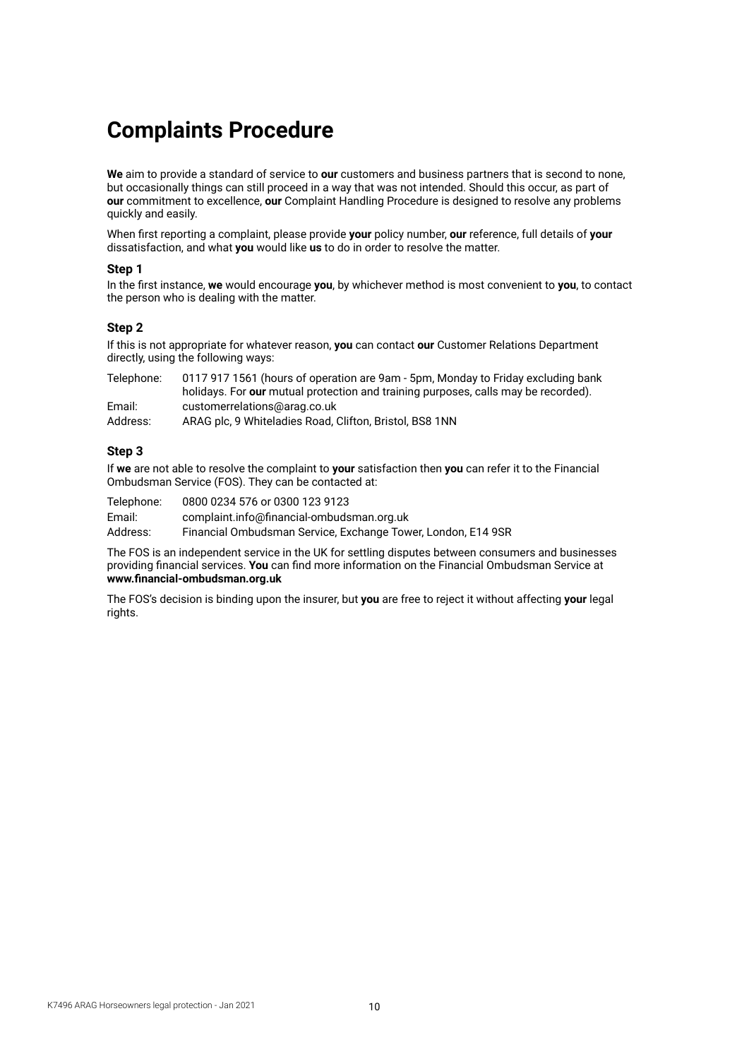# Complaints Procedure

**We** aim to provide a standard of service to **our** customers and business partners that is second to none, but occasionally things can still proceed in a way that was not intended. Should this occur, as part of **our** commitment to excellence, **our** Complaint Handling Procedure is designed to resolve any problems quickly and easily.

When first reporting a complaint, please provide **your** policy number, **our** reference, full details of **your** dissatisfaction, and what **you** would like **us** to do in order to resolve the matter.

### Step 1

In the first instance, **we** would encourage **you**, by whichever method is most convenient to **you**, to contact the person who is dealing with the matter.

### Step 2

If this is not appropriate for whatever reason, **you** can contact **our** Customer Relations Department directly, using the following ways:

Telephone: 0117 917 1561 (hours of operation are 9am - 5pm, Monday to Friday excluding bank holidays. For **our** mutual protection and training purposes, calls may be recorded).

Email: customerrelations@arag.co.uk

Address: ARAG plc, 9 Whiteladies Road, Clifton, Bristol, BS8 1NN

### Step 3

If **we** are not able to resolve the complaint to **your** satisfaction then **you** can refer it to the Financial Ombudsman Service (FOS). They can be contacted at:

Telephone: 0800 0234 576 or 0300 123 9123

Email: complaint.info@financial-ombudsman.org.uk

Address: Financial Ombudsman Service, Exchange Tower, London, E14 9SR

The FOS is an independent service in the UK for settling disputes between consumers and businesses providing financial services. **You** can find more information on the Financial Ombudsman Service at **www.financial-ombudsman.org.uk**

The FOS's decision is binding upon the insurer, but **you** are free to reject it without affecting **your** legal rights.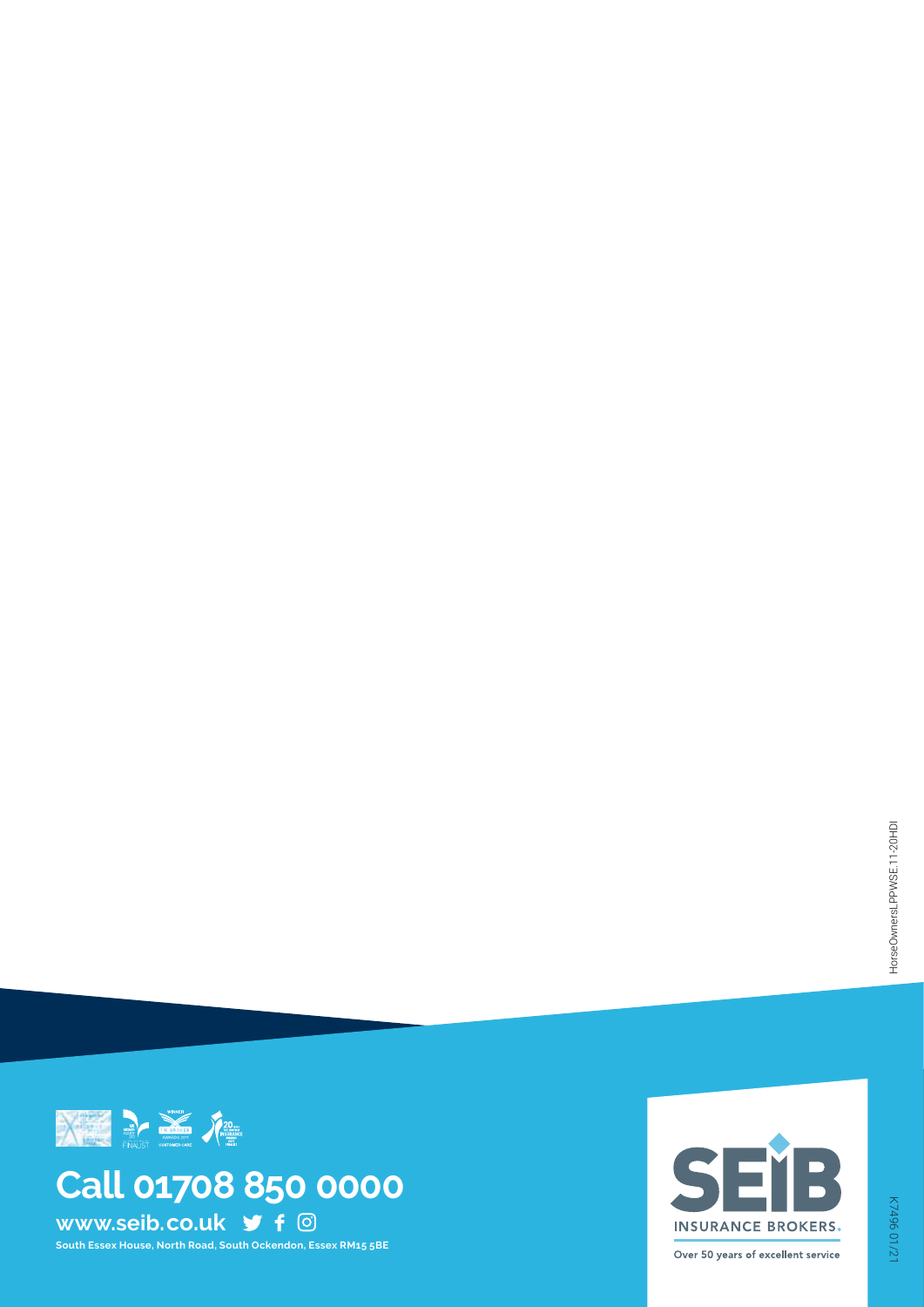**Call 01708 850 0000**

**www.seib.co.uk**

South Essex House, North Road, South Ockendon, Essex RM15 5BE

SEIB INSURANCE BROKERS.

Over 50 years of excellent service

HorseOwnersLPPWSE11-20HDI

K7496 01/21